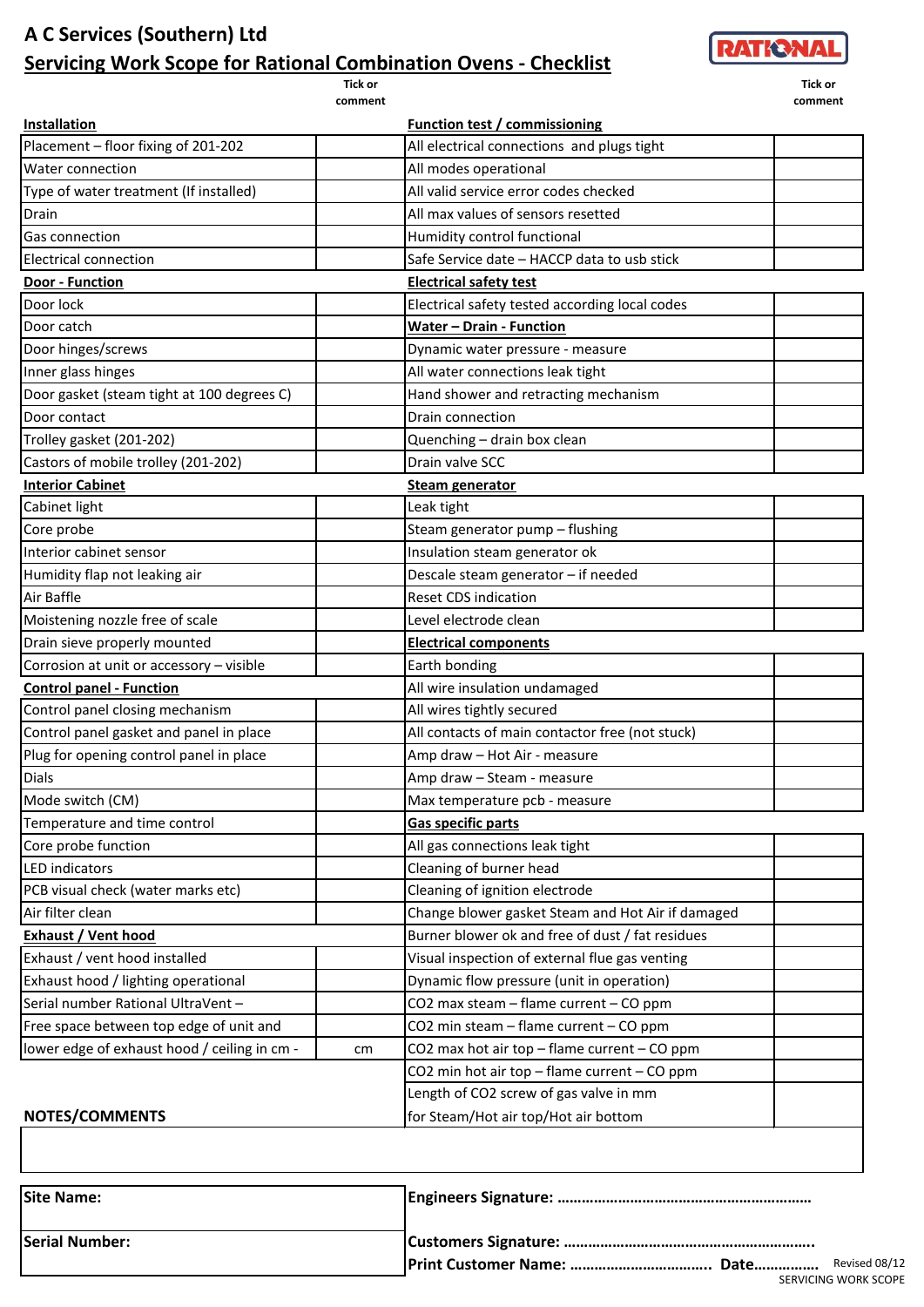# A C Services (Southern) Ltd

## Servicing Work Scope for Rational Combination Ovens - Checklist

RATIONAL

| Installation | Tick or comment | Function test / commissioning | Tick or comment |
|---|---|---|---|
| Placement – floor fixing of 201-202 | | All electrical connections and plugs tight | |
| Water connection | | All modes operational | |
| Type of water treatment (If installed) | | All valid service error codes checked | |
| Drain | | All max values of sensors resetted | |
| Gas connection | | Humidity control functional | |
| Electrical connection | | Safe Service date – HACCP data to usb stick | |
| **Door - Function** | | **Electrical safety test** | |
| Door lock | | Electrical safety tested according local codes | |
| Door catch | | **Water – Drain - Function** | |
| Door hinges/screws | | Dynamic water pressure - measure | |
| Inner glass hinges | | All water connections leak tight | |
| Door gasket (steam tight at 100 degrees C) | | Hand shower and retracting mechanism | |
| Door contact | | Drain connection | |
| Trolley gasket (201-202) | | Quenching – drain box clean | |
| Castors of mobile trolley (201-202) | | Drain valve SCC | |
| **Interior Cabinet** | | **Steam generator** | |
| Cabinet light | | Leak tight | |
| Core probe | | Steam generator pump – flushing | |
| Interior cabinet sensor | | Insulation steam generator ok | |
| Humidity flap not leaking air | | Descale steam generator – if needed | |
| Air Baffle | | Reset CDS indication | |
| Moistening nozzle free of scale | | Level electrode clean | |
| Drain sieve properly mounted | | **Electrical components** | |
| Corrosion at unit or accessory – visible | | Earth bonding | |
| **Control panel - Function** | | All wire insulation undamaged | |
| Control panel closing mechanism | | All wires tightly secured | |
| Control panel gasket and panel in place | | All contacts of main contactor free (not stuck) | |
| Plug for opening control panel in place | | Amp draw – Hot Air - measure | |
| Dials | | Amp draw – Steam - measure | |
| Mode switch (CM) | | Max temperature pcb - measure | |
| Temperature and time control | | **Gas specific parts** | |
| Core probe function | | All gas connections leak tight | |
| LED indicators | | Cleaning of burner head | |
| PCB visual check (water marks etc) | | Cleaning of ignition electrode | |
| Air filter clean | | Change blower gasket Steam and Hot Air if damaged | |
| **Exhaust / Vent hood** | | Burner blower ok and free of dust / fat residues | |
| Exhaust / vent hood installed | | Visual inspection of external flue gas venting | |
| Exhaust hood / lighting operational | | Dynamic flow pressure (unit in operation) | |
| Serial number Rational UltraVent – | | $CO_2$ max steam – flame current – CO ppm | |
| Free space between top edge of unit and | | $CO_2$ min steam – flame current – CO ppm | |
| lower edge of exhaust hood / ceiling in cm - | cm | $CO_2$ max hot air top – flame current – CO ppm | |
| | | $CO_2$ min hot air top – flame current – CO ppm | |
| | | Length of $CO_2$ screw of gas valve in mm for Steam/Hot air top/Hot air bottom | |

**NOTES/COMMENTS**

| | |
|---|---|
| **Site Name:** | **Engineers Signature:** ……………………………………………………… |
| **Serial Number:** | **Customers Signature:** ………………………………………………………. |
| | **Print Customer Name:** ……………………………. **Date**…………… |

Revised 08/12
SERVICING WORK SCOPE